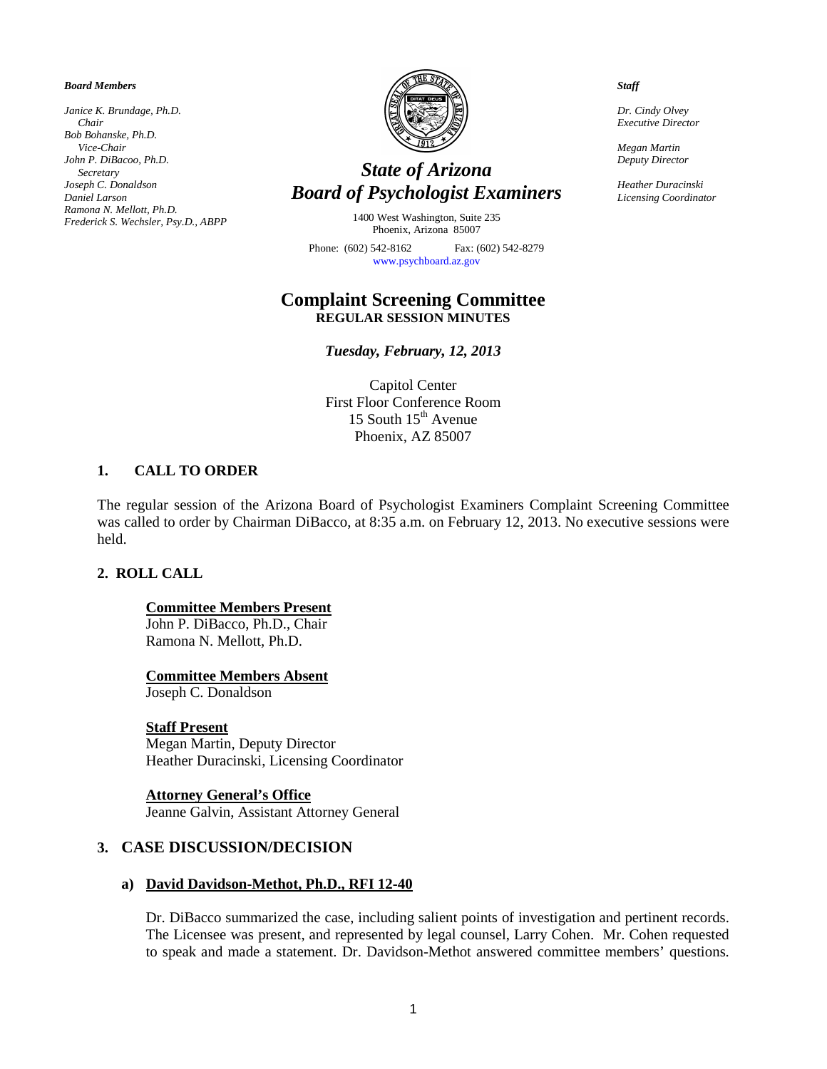*Board Members*

*Janice K. Brundage, Ph.D.*
*Chair*
*Bob Bohanske, Ph.D.*
*Vice-Chair*
*John P. DiBacoo, Ph.D.*
*Secretary*
*Joseph C. Donaldson*
*Daniel Larson*
*Ramona N. Mellott, Ph.D.*
*Frederick S. Wechsler, Psy.D., ABPP*

# *State of Arizona*
# *Board of Psychologist Examiners*

1400 West Washington, Suite 235
Phoenix, Arizona 85007

Phone: (602) 542-8162 Fax: (602) 542-8279
www.psychboard.az.gov

*Staff*

*Dr. Cindy Olvey*
*Executive Director*

*Megan Martin*
*Deputy Director*

*Heather Duracinski*
*Licensing Coordinator*

## Complaint Screening Committee
**REGULAR SESSION MINUTES**

***Tuesday, February, 12, 2013***

Capitol Center
First Floor Conference Room
15 South 15th Avenue
Phoenix, AZ 85007

### 1. CALL TO ORDER

The regular session of the Arizona Board of Psychologist Examiners Complaint Screening Committee was called to order by Chairman DiBacco, at 8:35 a.m. on February 12, 2013. No executive sessions were held.

### 2. ROLL CALL

**Committee Members Present**
John P. DiBacco, Ph.D., Chair
Ramona N. Mellott, Ph.D.

**Committee Members Absent**
Joseph C. Donaldson

**Staff Present**
Megan Martin, Deputy Director
Heather Duracinski, Licensing Coordinator

**Attorney General's Office**
Jeanne Galvin, Assistant Attorney General

### 3. CASE DISCUSSION/DECISION

**a) David Davidson-Methot, Ph.D., RFI 12-40**

Dr. DiBacco summarized the case, including salient points of investigation and pertinent records. The Licensee was present, and represented by legal counsel, Larry Cohen. Mr. Cohen requested to speak and made a statement. Dr. Davidson-Methot answered committee members' questions.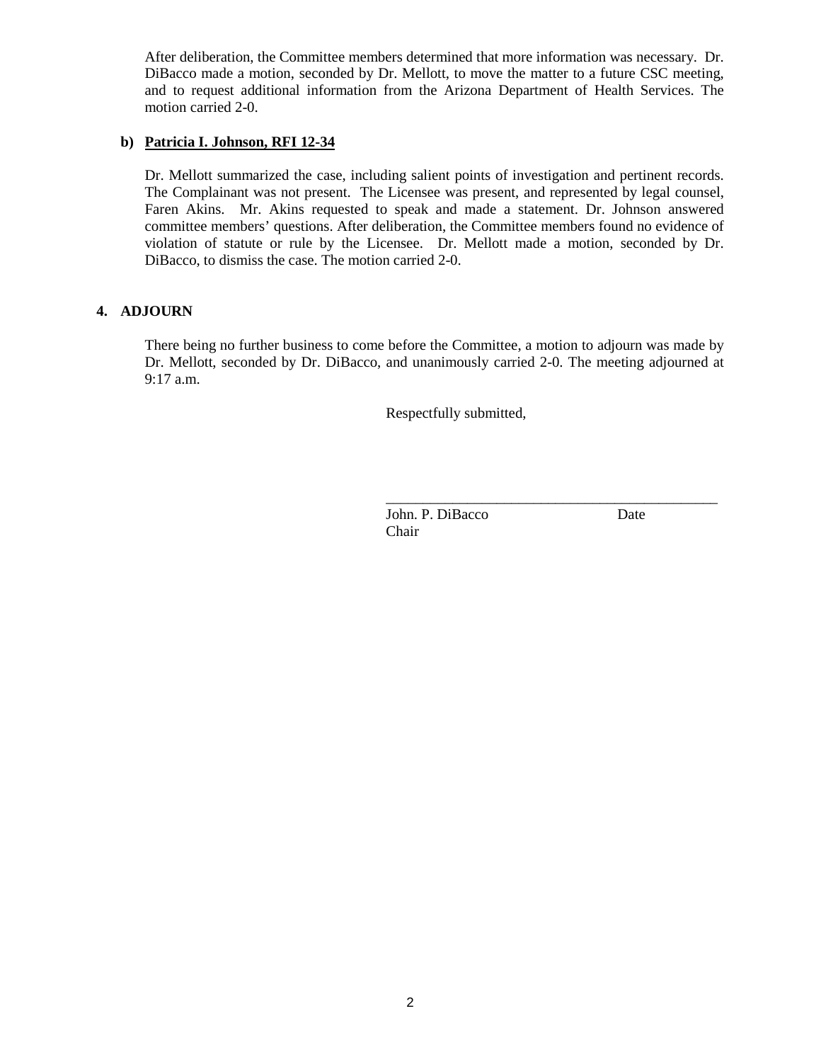After deliberation, the Committee members determined that more information was necessary. Dr. DiBacco made a motion, seconded by Dr. Mellott, to move the matter to a future CSC meeting, and to request additional information from the Arizona Department of Health Services. The motion carried 2-0.

**b) Patricia I. Johnson, RFI 12-34**

Dr. Mellott summarized the case, including salient points of investigation and pertinent records. The Complainant was not present. The Licensee was present, and represented by legal counsel, Faren Akins. Mr. Akins requested to speak and made a statement. Dr. Johnson answered committee members' questions. After deliberation, the Committee members found no evidence of violation of statute or rule by the Licensee. Dr. Mellott made a motion, seconded by Dr. DiBacco, to dismiss the case. The motion carried 2-0.

**4. ADJOURN**

There being no further business to come before the Committee, a motion to adjourn was made by Dr. Mellott, seconded by Dr. DiBacco, and unanimously carried 2-0. The meeting adjourned at 9:17 a.m.

Respectfully submitted,

_______________________________________________

John. P. DiBacco Date
Chair